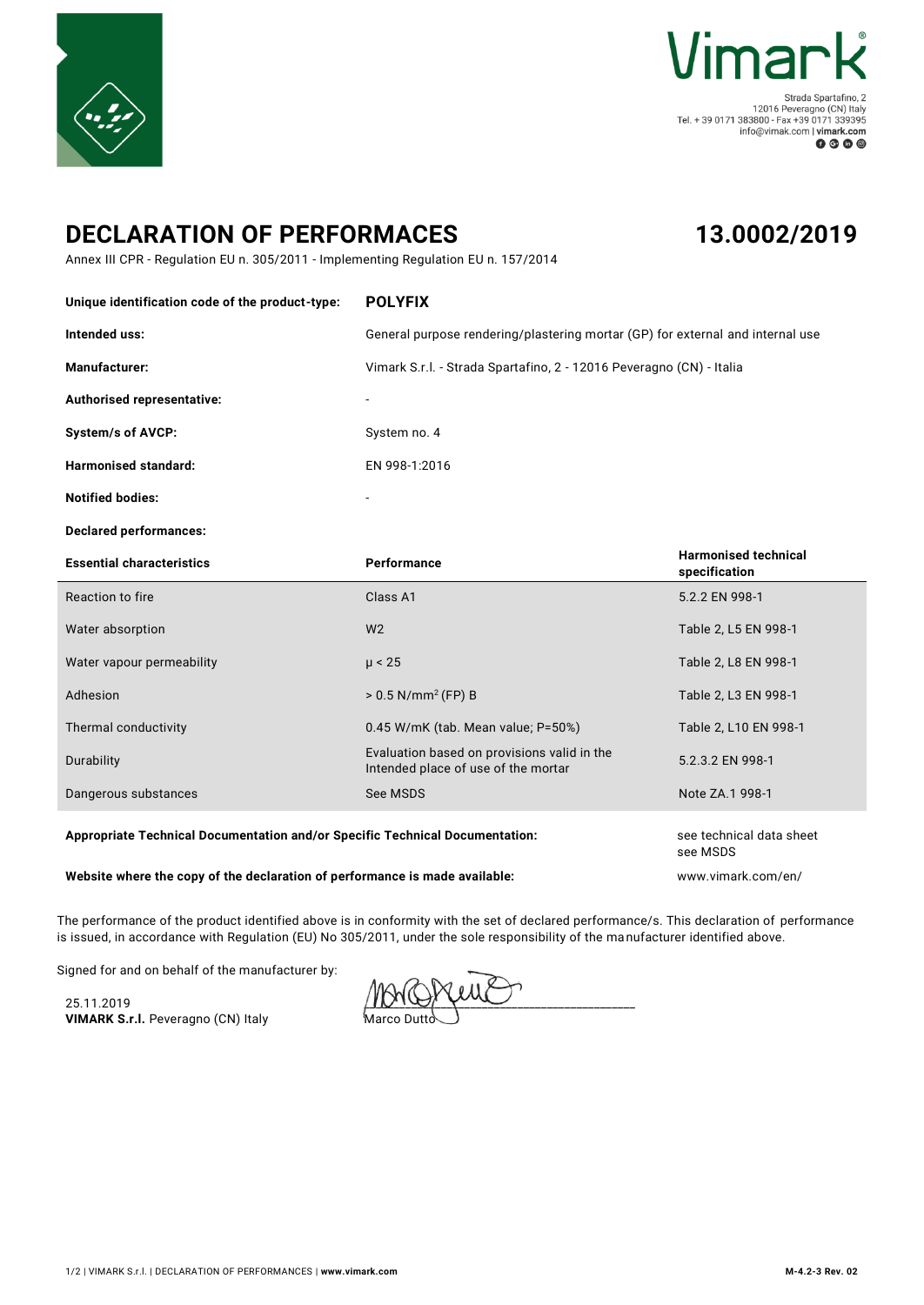Vimark

Strada Spartafino, 2
12016 Peveragno (CN) Italy
Tel. + 39 0171 383800 - Fax +39 0171 339395
info@vimak.com | **vimark.com**

# DECLARATION OF PERFORMACES

# 13.0002/2019

Annex III CPR - Regulation EU n. 305/2011 - Implementing Regulation EU n. 157/2014

| | |
|---|---|
| **Unique identification code of the product-type:** | **POLYFIX** |
| **Intended uss:** | General purpose rendering/plastering mortar (GP) for external and internal use |
| **Manufacturer:** | Vimark S.r.l. - Strada Spartafino, 2 - 12016 Peveragno (CN) - Italia |
| **Authorised representative:** | - |
| **System/s of AVCP:** | System no. 4 |
| **Harmonised standard:** | EN 998-1:2016 |
| **Notified bodies:** | - |

**Declared performances:**

| **Essential characteristics** | **Performance** | **Harmonised technical specification** |
|---|---|---|
| Reaction to fire | Class A1 | 5.2.2 EN 998-1 |
| Water absorption | W2 | Table 2, L5 EN 998-1 |
| Water vapour permeability | μ < 25 | Table 2, L8 EN 998-1 |
| Adhesion | > 0.5 N/mm² (FP) B | Table 2, L3 EN 998-1 |
| Thermal conductivity | 0.45 W/mK (tab. Mean value; P=50%) | Table 2, L10 EN 998-1 |
| Durability | Evaluation based on provisions valid in the Intended place of use of the mortar | 5.2.3.2 EN 998-1 |
| Dangerous substances | See MSDS | Note ZA.1 998-1 |

| | |
|---|---|
| **Appropriate Technical Documentation and/or Specific Technical Documentation:** | see technical data sheet<br>see MSDS |
| **Website where the copy of the declaration of performance is made available:** | www.vimark.com/en/ |

The performance of the product identified above is in conformity with the set of declared performance/s. This declaration of performance is issued, in accordance with Regulation (EU) No 305/2011, under the sole responsibility of the manufacturer identified above.

Signed for and on behalf of the manufacturer by:

25.11.2019
**VIMARK S.r.l.** Peveragno (CN) Italy

Marco Dutto

M-4.2-3 Rev. 02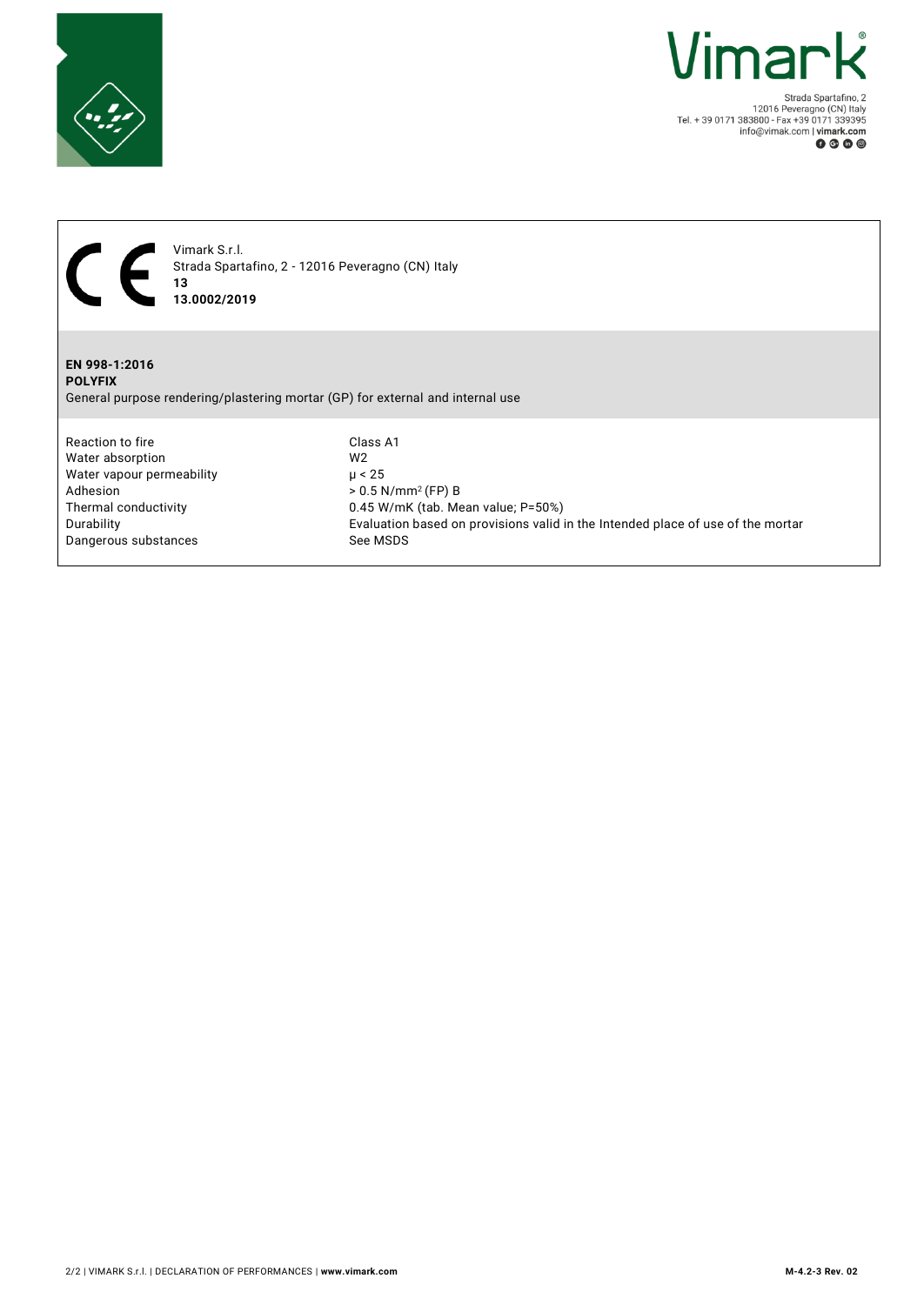Vimark

Strada Spartafino, 2
12016 Peveragno (CN) Italy
Tel. + 39 0171 383800 - Fax +39 0171 339395
info@vimak.com | **vimark.com**

CE

Vimark S.r.l.
Strada Spartafino, 2 - 12016 Peveragno (CN) Italy
**13**
**13.0002/2019**

**EN 998-1:2016**
**POLYFIX**
General purpose rendering/plastering mortar (GP) for external and internal use

| | |
|---|---|
| Reaction to fire | Class A1 |
| Water absorption | W2 |
| Water vapour permeability | μ < 25 |
| Adhesion | > 0.5 N/mm² (FP) B |
| Thermal conductivity | 0.45 W/mK (tab. Mean value; P=50%) |
| Durability | Evaluation based on provisions valid in the Intended place of use of the mortar |
| Dangerous substances | See MSDS |